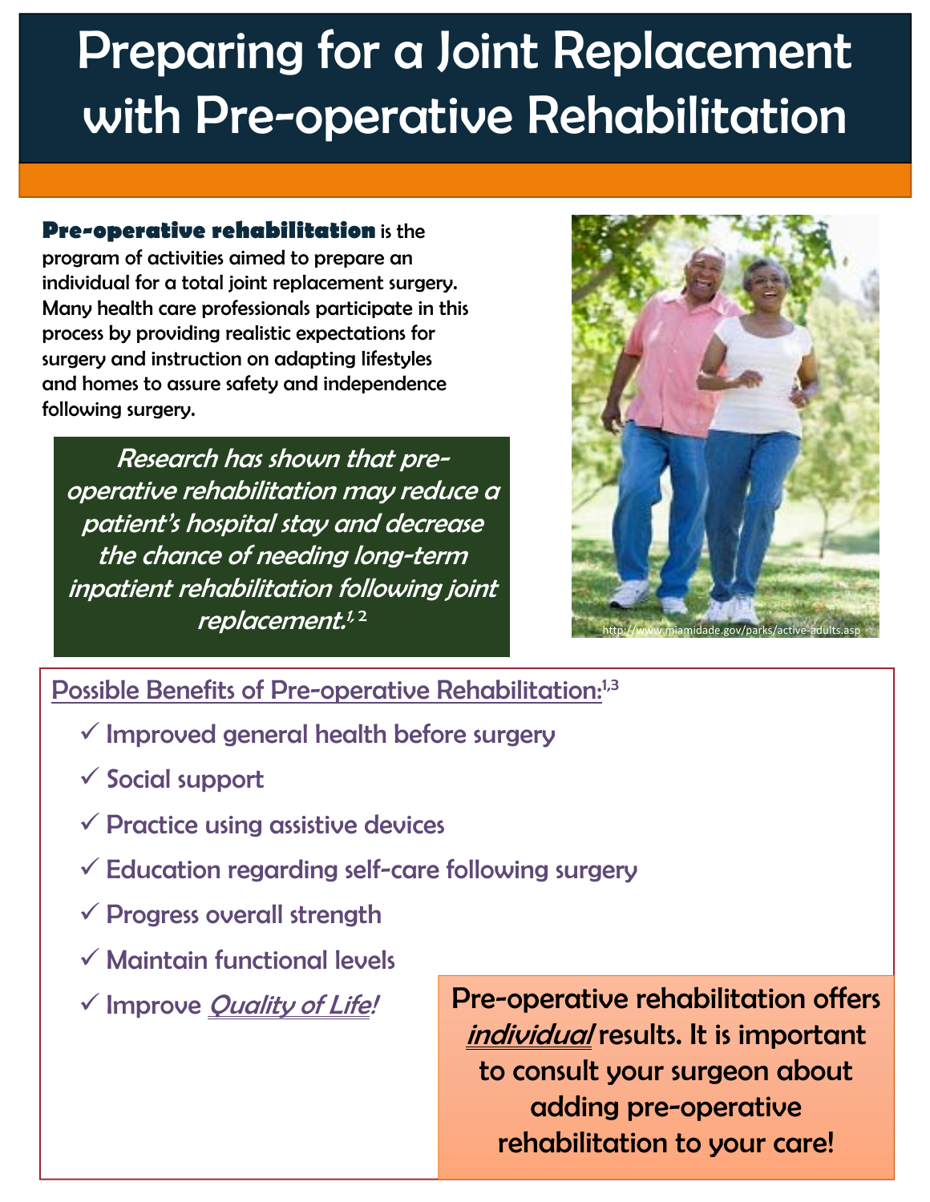# Preparing for a Joint Replacement with Pre-operative Rehabilitation

**Pre-operative rehabilitation** is the program of activities aimed to prepare an individual for a total joint replacement surgery. Many health care professionals participate in this process by providing realistic expectations for surgery and instruction on adapting lifestyles and homes to assure safety and independence following surgery.

*Research has shown that pre-operative rehabilitation may reduce a patient's hospital stay and decrease the chance of needing long-term inpatient rehabilitation following joint replacement.*[1, 2]

http://www.miamidade.gov/parks/active-adults.asp

## Possible Benefits of Pre-operative Rehabilitation:[1,3]

- ✓ Improved general health before surgery
- ✓ Social support
- ✓ Practice using assistive devices
- ✓ Education regarding self-care following surgery
- ✓ Progress overall strength
- ✓ Maintain functional levels
- ✓ Improve *Quality of Life!*

Pre-operative rehabilitation offers *individual* results. It is important to consult your surgeon about adding pre-operative rehabilitation to your care!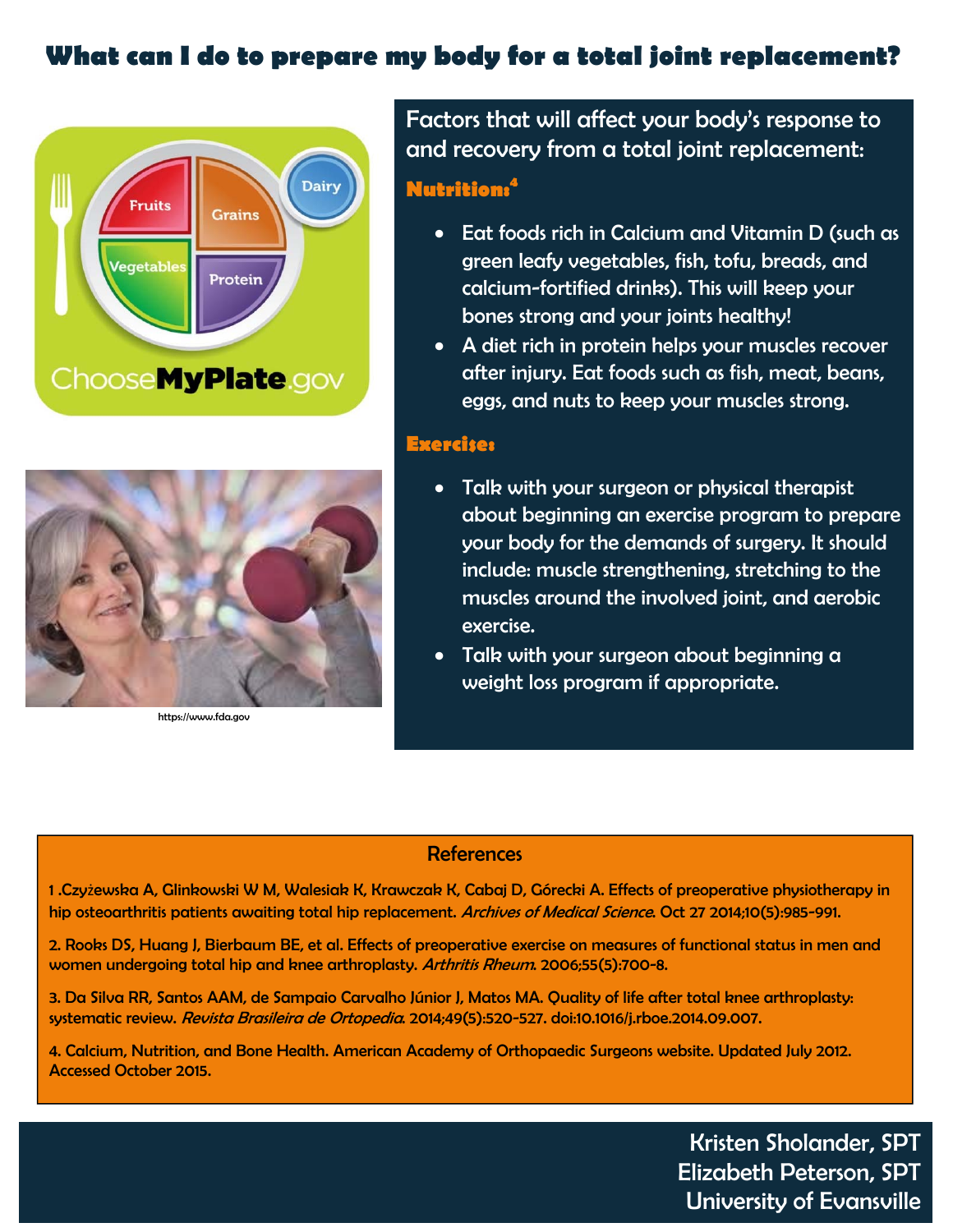# What can I do to prepare my body for a total joint replacement?

https://www.fda.gov

## Factors that will affect your body's response to and recovery from a total joint replacement:

### Nutrition:[4]

- Eat foods rich in Calcium and Vitamin D (such as green leafy vegetables, fish, tofu, breads, and calcium-fortified drinks). This will keep your bones strong and your joints healthy!
- A diet rich in protein helps your muscles recover after injury. Eat foods such as fish, meat, beans, eggs, and nuts to keep your muscles strong.

### Exercise:

- Talk with your surgeon or physical therapist about beginning an exercise program to prepare your body for the demands of surgery. It should include: muscle strengthening, stretching to the muscles around the involved joint, and aerobic exercise.
- Talk with your surgeon about beginning a weight loss program if appropriate.

## References

1 .Czyżewska A, Glinkowski W M, Walesiak K, Krawczak K, Cabaj D, Górecki A. Effects of preoperative physiotherapy in hip osteoarthritis patients awaiting total hip replacement. *Archives of Medical Science.* Oct 27 2014;10(5):985-991.

2. Rooks DS, Huang J, Bierbaum BE, et al. Effects of preoperative exercise on measures of functional status in men and women undergoing total hip and knee arthroplasty. *Arthritis Rheum.* 2006;55(5):700-8.

3. Da Silva RR, Santos AAM, de Sampaio Carvalho Júnior J, Matos MA. Quality of life after total knee arthroplasty: systematic review. *Revista Brasileira de Ortopedia.* 2014;49(5):520-527. doi:10.1016/j.rboe.2014.09.007.

4. Calcium, Nutrition, and Bone Health. American Academy of Orthopaedic Surgeons website. Updated July 2012. Accessed October 2015.

Kristen Sholander, SPT
Elizabeth Peterson, SPT
University of Evansville